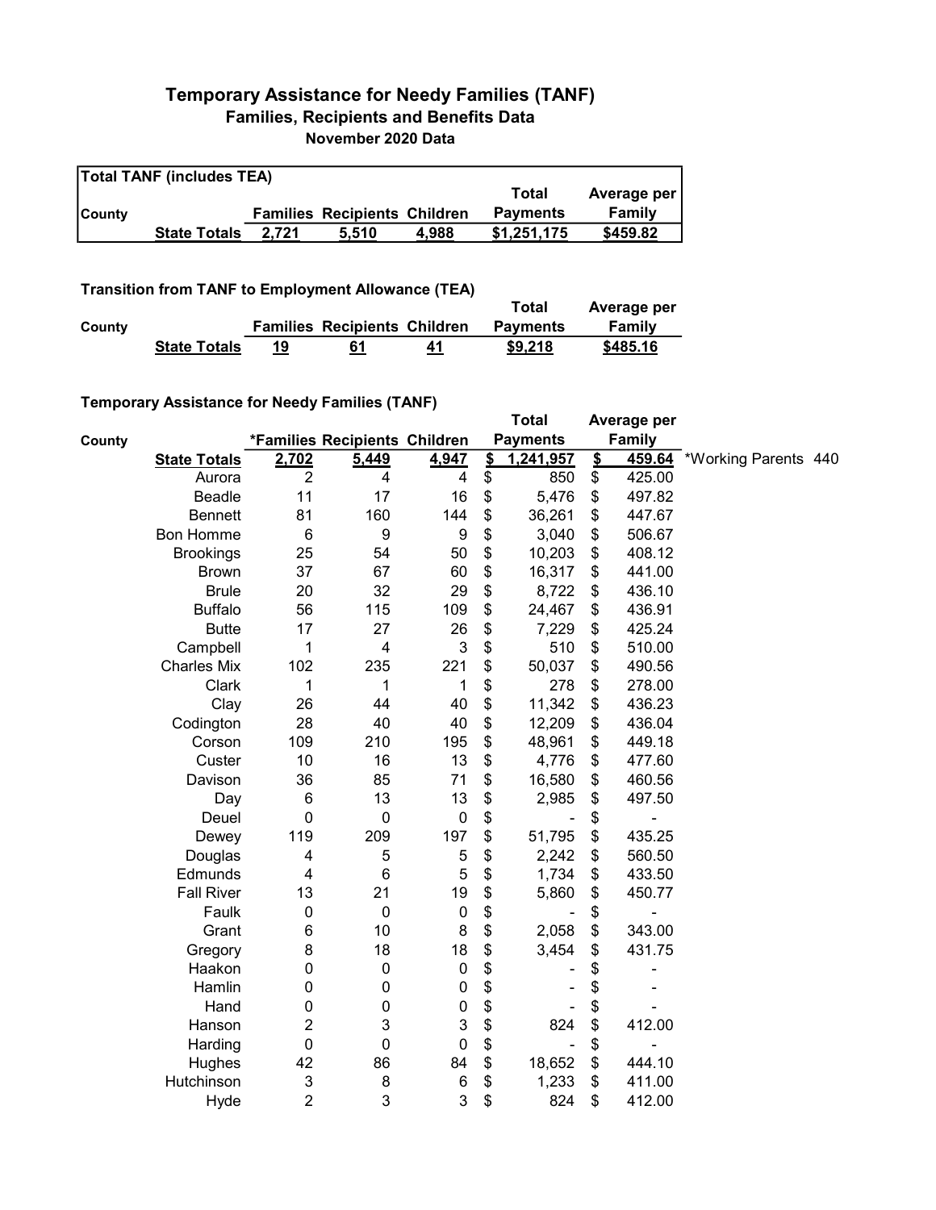# Temporary Assistance for Needy Families (TANF)

## Families, Recipients and Benefits Data

### November 2020 Data

**Total TANF (includes TEA)**

| County | | Families | Recipients | Children | Total Payments | Average per Family |
|---|---|---|---|---|---|---|
| | **State Totals** | **2,721** | **5,510** | **4,988** | **$1,251,175** | **$459.82** |

**Transition from TANF to Employment Allowance (TEA)**

| County | | Families | Recipients | Children | Total Payments | Average per Family |
|---|---|---|---|---|---|---|
| | **State Totals** | **19** | **61** | **41** | **$9,218** | **$485.16** |

**Temporary Assistance for Needy Families (TANF)**

| County | | *Families | Recipients | Children | Total Payments | Average per Family | |
|---|---|---|---|---|---|---|---|
| | **State Totals** | **2,702** | **5,449** | **4,947** | **$ 1,241,957** | **$ 459.64** | *Working Parents 440 |
| | Aurora | 2 | 4 | 4 | $ 850 | $ 425.00 | |
| | Beadle | 11 | 17 | 16 | $ 5,476 | $ 497.82 | |
| | Bennett | 81 | 160 | 144 | $ 36,261 | $ 447.67 | |
| | Bon Homme | 6 | 9 | 9 | $ 3,040 | $ 506.67 | |
| | Brookings | 25 | 54 | 50 | $ 10,203 | $ 408.12 | |
| | Brown | 37 | 67 | 60 | $ 16,317 | $ 441.00 | |
| | Brule | 20 | 32 | 29 | $ 8,722 | $ 436.10 | |
| | Buffalo | 56 | 115 | 109 | $ 24,467 | $ 436.91 | |
| | Butte | 17 | 27 | 26 | $ 7,229 | $ 425.24 | |
| | Campbell | 1 | 4 | 3 | $ 510 | $ 510.00 | |
| | Charles Mix | 102 | 235 | 221 | $ 50,037 | $ 490.56 | |
| | Clark | 1 | 1 | 1 | $ 278 | $ 278.00 | |
| | Clay | 26 | 44 | 40 | $ 11,342 | $ 436.23 | |
| | Codington | 28 | 40 | 40 | $ 12,209 | $ 436.04 | |
| | Corson | 109 | 210 | 195 | $ 48,961 | $ 449.18 | |
| | Custer | 10 | 16 | 13 | $ 4,776 | $ 477.60 | |
| | Davison | 36 | 85 | 71 | $ 16,580 | $ 460.56 | |
| | Day | 6 | 13 | 13 | $ 2,985 | $ 497.50 | |
| | Deuel | 0 | 0 | 0 | $ - | $ - | |
| | Dewey | 119 | 209 | 197 | $ 51,795 | $ 435.25 | |
| | Douglas | 4 | 5 | 5 | $ 2,242 | $ 560.50 | |
| | Edmunds | 4 | 6 | 5 | $ 1,734 | $ 433.50 | |
| | Fall River | 13 | 21 | 19 | $ 5,860 | $ 450.77 | |
| | Faulk | 0 | 0 | 0 | $ - | $ - | |
| | Grant | 6 | 10 | 8 | $ 2,058 | $ 343.00 | |
| | Gregory | 8 | 18 | 18 | $ 3,454 | $ 431.75 | |
| | Haakon | 0 | 0 | 0 | $ - | $ - | |
| | Hamlin | 0 | 0 | 0 | $ - | $ - | |
| | Hand | 0 | 0 | 0 | $ - | $ - | |
| | Hanson | 2 | 3 | 3 | $ 824 | $ 412.00 | |
| | Harding | 0 | 0 | 0 | $ - | $ - | |
| | Hughes | 42 | 86 | 84 | $ 18,652 | $ 444.10 | |
| | Hutchinson | 3 | 8 | 6 | $ 1,233 | $ 411.00 | |
| | Hyde | 2 | 3 | 3 | $ 824 | $ 412.00 | |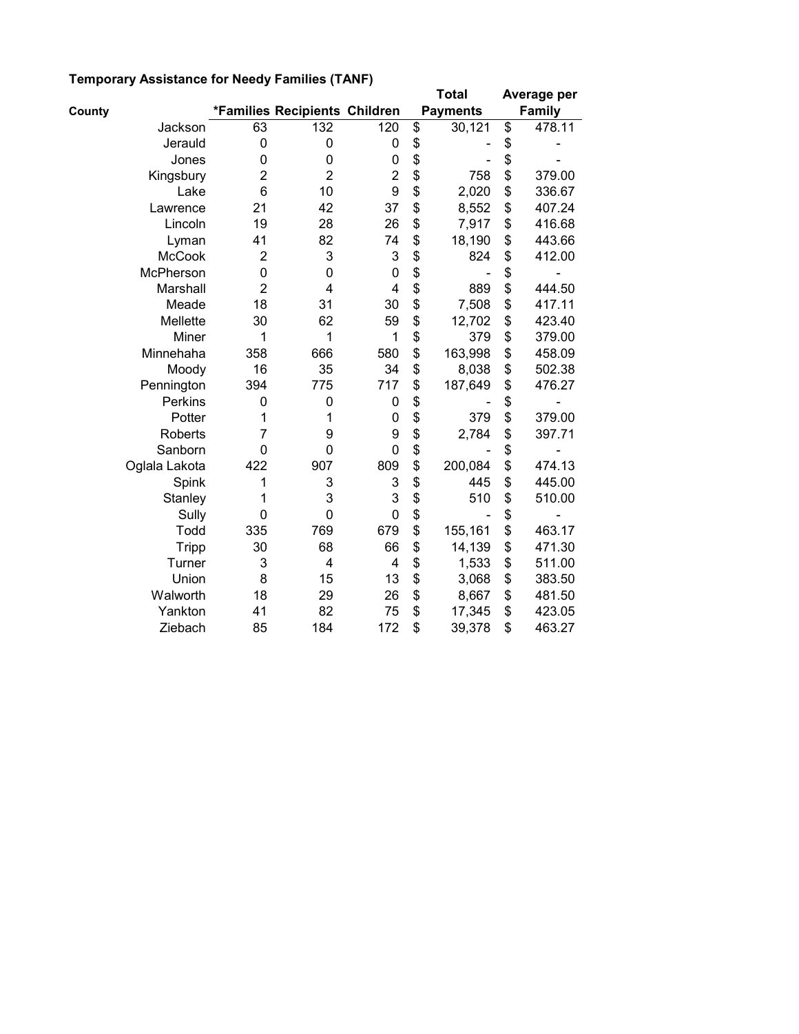**Temporary Assistance for Needy Families (TANF)**

| County | *Families | Recipients | Children | Total Payments | Average per Family |
|---|---|---|---|---|---|
| Jackson | 63 | 132 | 120 | $ 30,121 | $ 478.11 |
| Jerauld | 0 | 0 | 0 | $ - | $ - |
| Jones | 0 | 0 | 0 | $ - | $ - |
| Kingsbury | 2 | 2 | 2 | $ 758 | $ 379.00 |
| Lake | 6 | 10 | 9 | $ 2,020 | $ 336.67 |
| Lawrence | 21 | 42 | 37 | $ 8,552 | $ 407.24 |
| Lincoln | 19 | 28 | 26 | $ 7,917 | $ 416.68 |
| Lyman | 41 | 82 | 74 | $ 18,190 | $ 443.66 |
| McCook | 2 | 3 | 3 | $ 824 | $ 412.00 |
| McPherson | 0 | 0 | 0 | $ - | $ - |
| Marshall | 2 | 4 | 4 | $ 889 | $ 444.50 |
| Meade | 18 | 31 | 30 | $ 7,508 | $ 417.11 |
| Mellette | 30 | 62 | 59 | $ 12,702 | $ 423.40 |
| Miner | 1 | 1 | 1 | $ 379 | $ 379.00 |
| Minnehaha | 358 | 666 | 580 | $ 163,998 | $ 458.09 |
| Moody | 16 | 35 | 34 | $ 8,038 | $ 502.38 |
| Pennington | 394 | 775 | 717 | $ 187,649 | $ 476.27 |
| Perkins | 0 | 0 | 0 | $ - | $ - |
| Potter | 1 | 1 | 0 | $ 379 | $ 379.00 |
| Roberts | 7 | 9 | 9 | $ 2,784 | $ 397.71 |
| Sanborn | 0 | 0 | 0 | $ - | $ - |
| Oglala Lakota | 422 | 907 | 809 | $ 200,084 | $ 474.13 |
| Spink | 1 | 3 | 3 | $ 445 | $ 445.00 |
| Stanley | 1 | 3 | 3 | $ 510 | $ 510.00 |
| Sully | 0 | 0 | 0 | $ - | $ - |
| Todd | 335 | 769 | 679 | $ 155,161 | $ 463.17 |
| Tripp | 30 | 68 | 66 | $ 14,139 | $ 471.30 |
| Turner | 3 | 4 | 4 | $ 1,533 | $ 511.00 |
| Union | 8 | 15 | 13 | $ 3,068 | $ 383.50 |
| Walworth | 18 | 29 | 26 | $ 8,667 | $ 481.50 |
| Yankton | 41 | 82 | 75 | $ 17,345 | $ 423.05 |
| Ziebach | 85 | 184 | 172 | $ 39,378 | $ 463.27 |